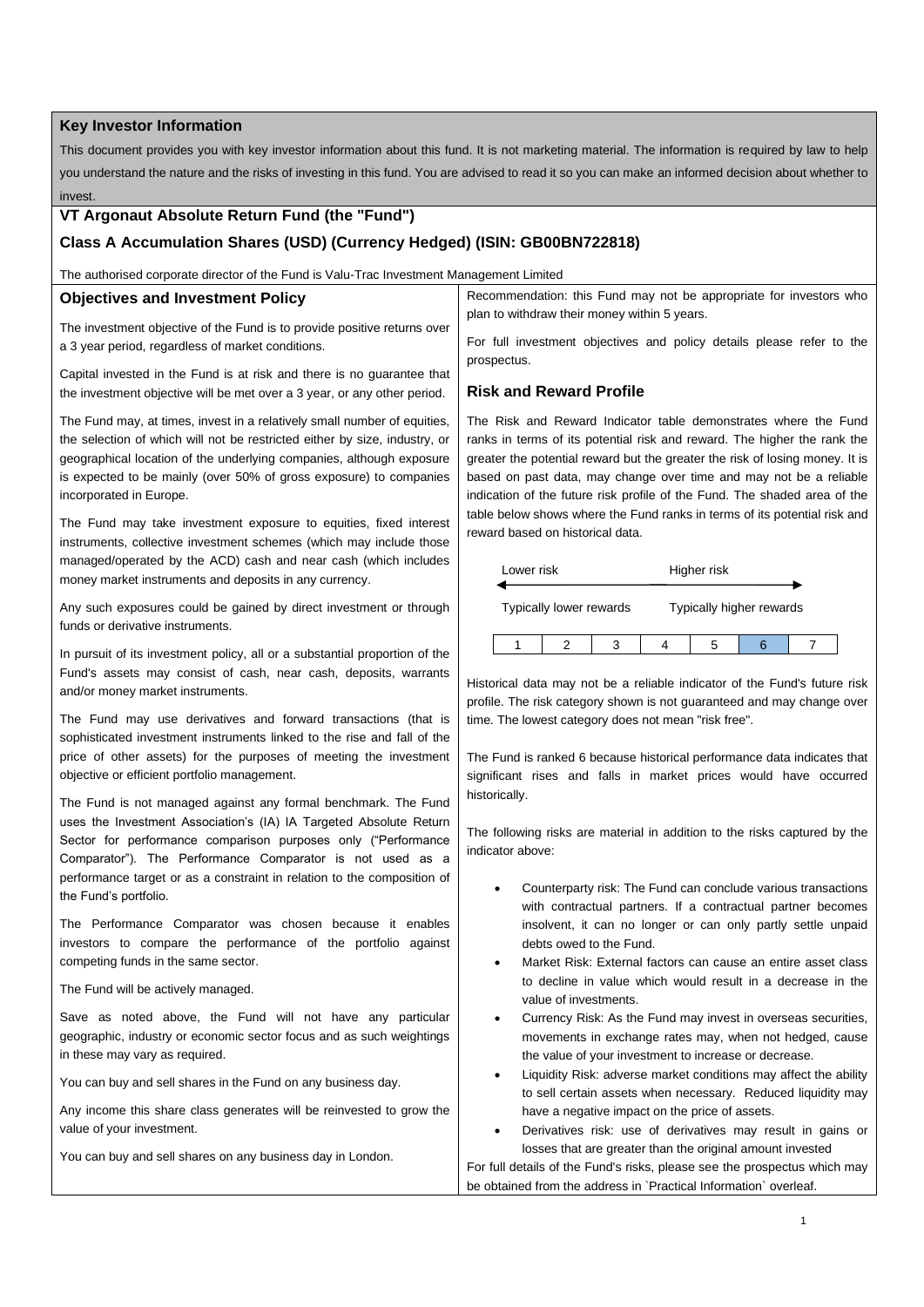## Key Investor Information

This document provides you with key investor information about this fund. It is not marketing material. The information is required by law to help you understand the nature and the risks of investing in this fund. You are advised to read it so you can make an informed decision about whether to invest.

## VT Argonaut Absolute Return Fund (the "Fund")

## Class A Accumulation Shares (USD) (Currency Hedged) (ISIN: GB00BN722818)

The authorised corporate director of the Fund is Valu-Trac Investment Management Limited

### Objectives and Investment Policy

The investment objective of the Fund is to provide positive returns over a 3 year period, regardless of market conditions.

Capital invested in the Fund is at risk and there is no guarantee that the investment objective will be met over a 3 year, or any other period.

The Fund may, at times, invest in a relatively small number of equities, the selection of which will not be restricted either by size, industry, or geographical location of the underlying companies, although exposure is expected to be mainly (over 50% of gross exposure) to companies incorporated in Europe.

The Fund may take investment exposure to equities, fixed interest instruments, collective investment schemes (which may include those managed/operated by the ACD) cash and near cash (which includes money market instruments and deposits in any currency.

Any such exposures could be gained by direct investment or through funds or derivative instruments.

In pursuit of its investment policy, all or a substantial proportion of the Fund's assets may consist of cash, near cash, deposits, warrants and/or money market instruments.

The Fund may use derivatives and forward transactions (that is sophisticated investment instruments linked to the rise and fall of the price of other assets) for the purposes of meeting the investment objective or efficient portfolio management.

The Fund is not managed against any formal benchmark. The Fund uses the Investment Association's (IA) IA Targeted Absolute Return Sector for performance comparison purposes only ("Performance Comparator"). The Performance Comparator is not used as a performance target or as a constraint in relation to the composition of the Fund's portfolio.

The Performance Comparator was chosen because it enables investors to compare the performance of the portfolio against competing funds in the same sector.

The Fund will be actively managed.

Save as noted above, the Fund will not have any particular geographic, industry or economic sector focus and as such weightings in these may vary as required.

You can buy and sell shares in the Fund on any business day.

Any income this share class generates will be reinvested to grow the value of your investment.

You can buy and sell shares on any business day in London.

Recommendation: this Fund may not be appropriate for investors who plan to withdraw their money within 5 years.

For full investment objectives and policy details please refer to the prospectus.

### Risk and Reward Profile

The Risk and Reward Indicator table demonstrates where the Fund ranks in terms of its potential risk and reward. The higher the rank the greater the potential reward but the greater the risk of losing money. It is based on past data, may change over time and may not be a reliable indication of the future risk profile of the Fund. The shaded area of the table below shows where the Fund ranks in terms of its potential risk and reward based on historical data.

Lower risk ← → Higher risk

Typically lower rewards — Typically higher rewards

| 1 | 2 | 3 | 4 | 5 | **6** | 7 |
|---|---|---|---|---|---|---|

Historical data may not be a reliable indicator of the Fund's future risk profile. The risk category shown is not guaranteed and may change over time. The lowest category does not mean "risk free".

The Fund is ranked 6 because historical performance data indicates that significant rises and falls in market prices would have occurred historically.

The following risks are material in addition to the risks captured by the indicator above:

- Counterparty risk: The Fund can conclude various transactions with contractual partners. If a contractual partner becomes insolvent, it can no longer or can only partly settle unpaid debts owed to the Fund.
- Market Risk: External factors can cause an entire asset class to decline in value which would result in a decrease in the value of investments.
- Currency Risk: As the Fund may invest in overseas securities, movements in exchange rates may, when not hedged, cause the value of your investment to increase or decrease.
- Liquidity Risk: adverse market conditions may affect the ability to sell certain assets when necessary. Reduced liquidity may have a negative impact on the price of assets.
- Derivatives risk: use of derivatives may result in gains or losses that are greater than the original amount invested

For full details of the Fund's risks, please see the prospectus which may be obtained from the address in `Practical Information` overleaf.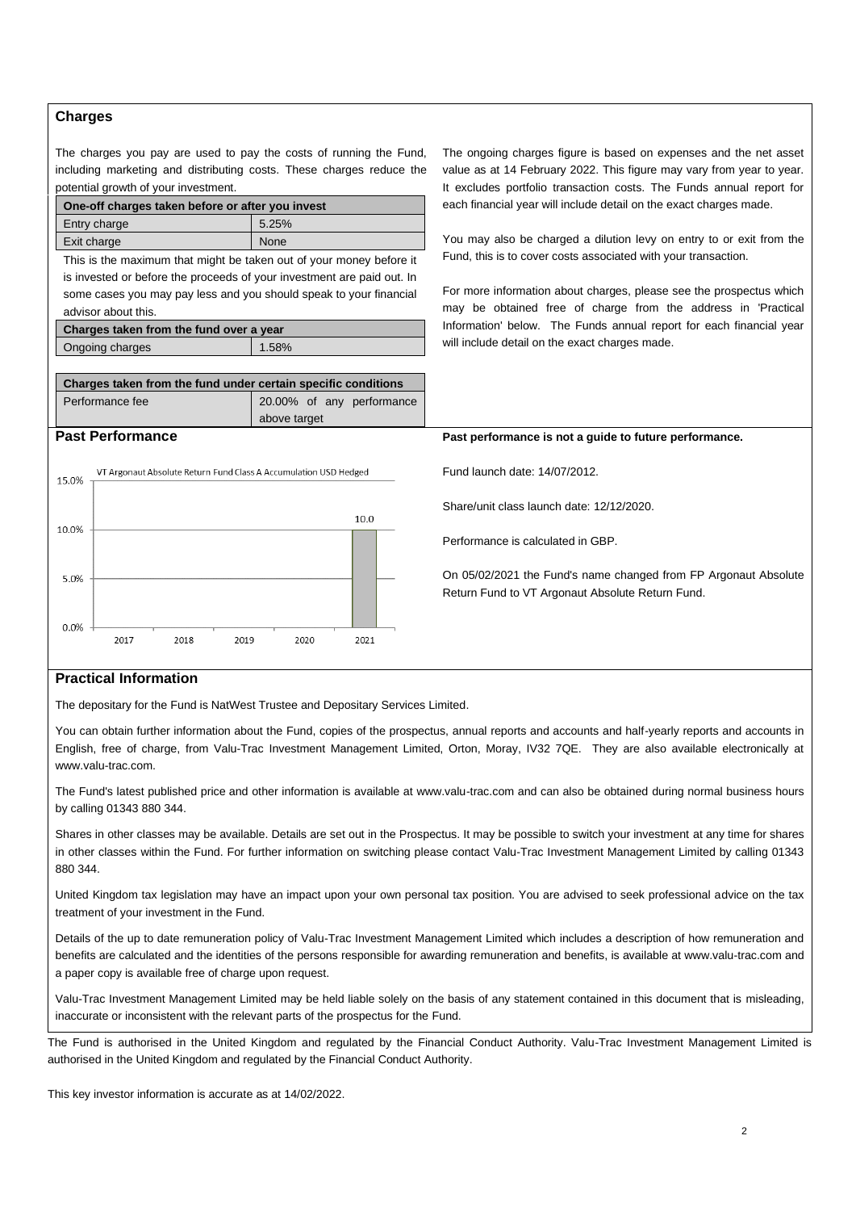## Charges

The charges you pay are used to pay the costs of running the Fund, including marketing and distributing costs. These charges reduce the potential growth of your investment.

| One-off charges taken before or after you invest | |
|---|---|
| Entry charge | 5.25% |
| Exit charge | None |

This is the maximum that might be taken out of your money before it is invested or before the proceeds of your investment are paid out. In some cases you may pay less and you should speak to your financial advisor about this.

| Charges taken from the fund over a year | |
|---|---|
| Ongoing charges | 1.58% |

| Charges taken from the fund under certain specific conditions | |
|---|---|
| Performance fee | 20.00% of any performance above target |

The ongoing charges figure is based on expenses and the net asset value as at 14 February 2022. This figure may vary from year to year. It excludes portfolio transaction costs. The Funds annual report for each financial year will include detail on the exact charges made.

You may also be charged a dilution levy on entry to or exit from the Fund, this is to cover costs associated with your transaction.

For more information about charges, please see the prospectus which may be obtained free of charge from the address in 'Practical Information' below. The Funds annual report for each financial year will include detail on the exact charges made.

## Past Performance

VT Argonaut Absolute Return Fund Class A Accumulation USD Hedged

15.0%
10.0%
5.0%
0.0%

10.0

2017
2018
2019
2020
2021

**Past performance is not a guide to future performance.**

Fund launch date: 14/07/2012.

Share/unit class launch date: 12/12/2020.

Performance is calculated in GBP.

On 05/02/2021 the Fund's name changed from FP Argonaut Absolute Return Fund to VT Argonaut Absolute Return Fund.

## Practical Information

The depositary for the Fund is NatWest Trustee and Depositary Services Limited.

You can obtain further information about the Fund, copies of the prospectus, annual reports and accounts and half-yearly reports and accounts in English, free of charge, from Valu-Trac Investment Management Limited, Orton, Moray, IV32 7QE. They are also available electronically at www.valu-trac.com.

The Fund's latest published price and other information is available at www.valu-trac.com and can also be obtained during normal business hours by calling 01343 880 344.

Shares in other classes may be available. Details are set out in the Prospectus. It may be possible to switch your investment at any time for shares in other classes within the Fund. For further information on switching please contact Valu-Trac Investment Management Limited by calling 01343 880 344.

United Kingdom tax legislation may have an impact upon your own personal tax position. You are advised to seek professional advice on the tax treatment of your investment in the Fund.

Details of the up to date remuneration policy of Valu-Trac Investment Management Limited which includes a description of how remuneration and benefits are calculated and the identities of the persons responsible for awarding remuneration and benefits, is available at www.valu-trac.com and a paper copy is available free of charge upon request.

Valu-Trac Investment Management Limited may be held liable solely on the basis of any statement contained in this document that is misleading, inaccurate or inconsistent with the relevant parts of the prospectus for the Fund.

The Fund is authorised in the United Kingdom and regulated by the Financial Conduct Authority. Valu-Trac Investment Management Limited is authorised in the United Kingdom and regulated by the Financial Conduct Authority.

This key investor information is accurate as at 14/02/2022.